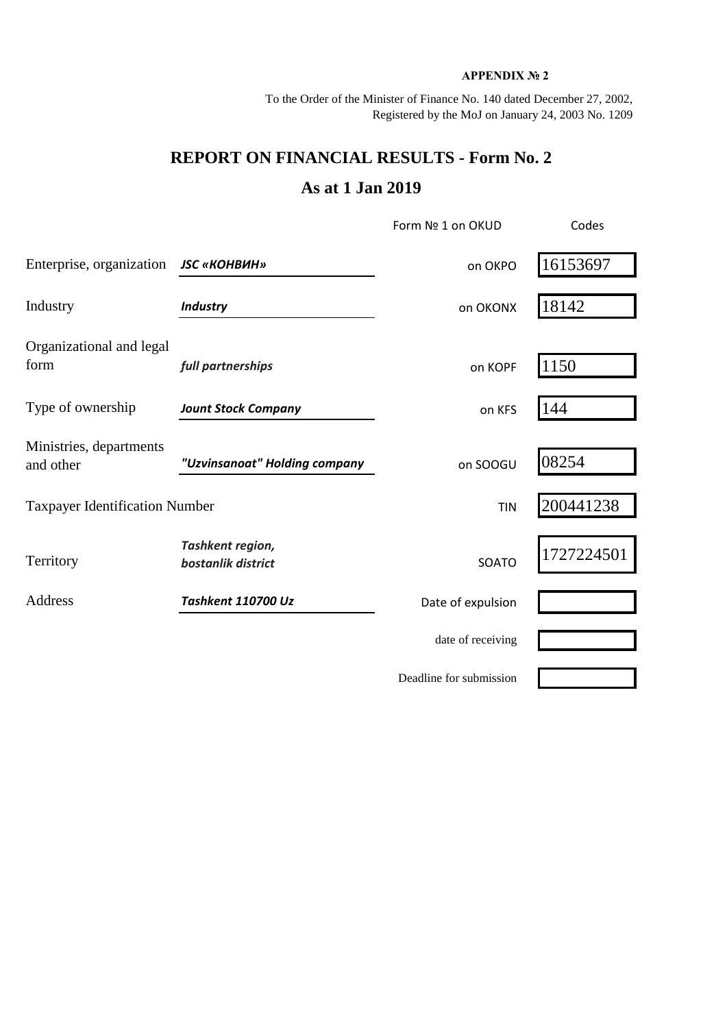**APPENDIX № 2**

To the Order of the Minister of Finance No. 140 dated December 27, 2002,
Registered by the MoJ on January 24, 2003 No. 1209

# REPORT ON FINANCIAL RESULTS - Form No. 2

## As at 1 Jan 2019

| | | Form № 1 on OKUD | Codes |
|---|---|---|---|
| Enterprise, organization | ***JSC «КОНВИН»*** | on OKPO | 16153697 |
| Industry | ***Industry*** | on OKONX | 18142 |
| Organizational and legal form | ***full partnerships*** | on KOPF | 1150 |
| Type of ownership | ***Jount Stock Company*** | on KFS | 144 |
| Ministries, departments and other | ***"Uzvinsanoat" Holding company*** | on SOOGU | 08254 |
| Taxpayer Identification Number | | TIN | 200441238 |
| Territory | ***Tashkent region, bostanlik district*** | SOATO | 1727224501 |
| Address | ***Tashkent 110700 Uz*** | Date of expulsion | |
| | | date of receiving | |
| | | Deadline for submission | |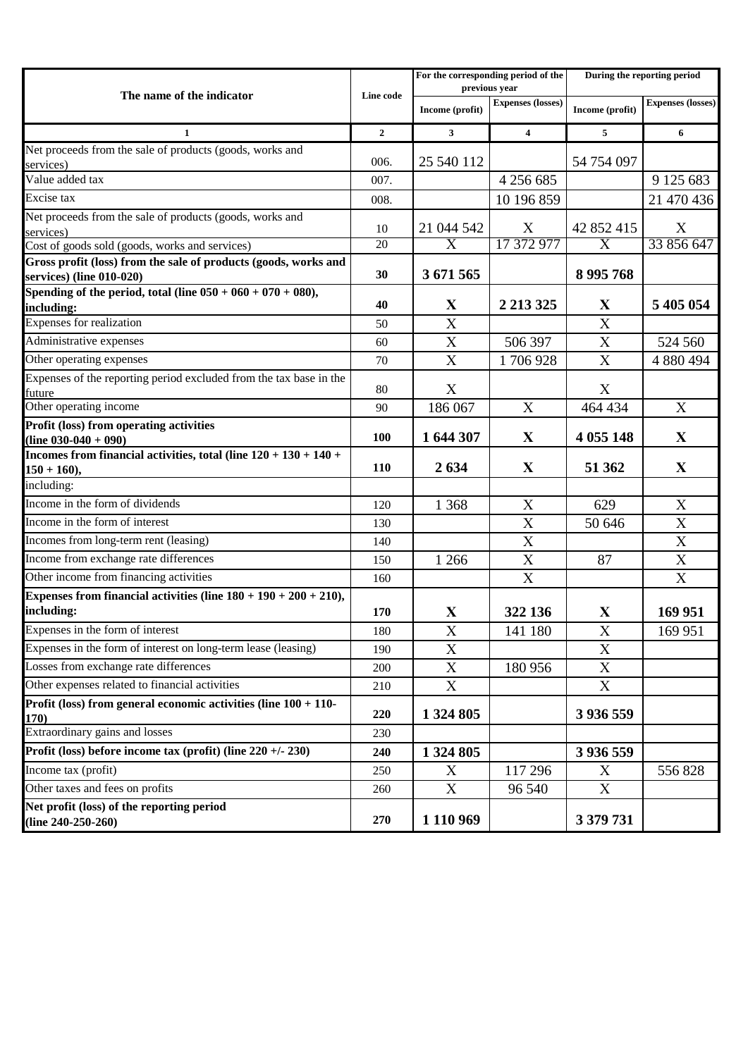| The name of the indicator | Line code | For the corresponding period of the previous year | | During the reporting period | |
|---|---|---|---|---|---|
| | | Income (profit) | Expenses (losses) | Income (profit) | Expenses (losses) |
| 1 | 2 | 3 | 4 | 5 | 6 |
| Net proceeds from the sale of products (goods, works and services) | 006. | 25 540 112 | | 54 754 097 | |
| Value added tax | 007. | | 4 256 685 | | 9 125 683 |
| Excise tax | 008. | | 10 196 859 | | 21 470 436 |
| Net proceeds from the sale of products (goods, works and services) | 10 | 21 044 542 | X | 42 852 415 | X |
| Cost of goods sold (goods, works and services) | 20 | X | 17 372 977 | X | 33 856 647 |
| **Gross profit (loss) from the sale of products (goods, works and services) (line 010-020)** | **30** | **3 671 565** | | **8 995 768** | |
| **Spending of the period, total (line 050 + 060 + 070 + 080), including:** | **40** | **X** | **2 213 325** | **X** | **5 405 054** |
| Expenses for realization | 50 | X | | X | |
| Administrative expenses | 60 | X | 506 397 | X | 524 560 |
| Other operating expenses | 70 | X | 1 706 928 | X | 4 880 494 |
| Expenses of the reporting period excluded from the tax base in the future | 80 | X | | X | |
| Other operating income | 90 | 186 067 | X | 464 434 | X |
| **Profit (loss) from operating activities (line 030-040 + 090)** | **100** | **1 644 307** | **X** | **4 055 148** | **X** |
| **Incomes from financial activities, total (line 120 + 130 + 140 + 150 + 160),** | **110** | **2 634** | **X** | **51 362** | **X** |
| including: | | | | | |
| Income in the form of dividends | 120 | 1 368 | X | 629 | X |
| Income in the form of interest | 130 | | X | 50 646 | X |
| Incomes from long-term rent (leasing) | 140 | | X | | X |
| Income from exchange rate differences | 150 | 1 266 | X | 87 | X |
| Other income from financing activities | 160 | | X | | X |
| **Expenses from financial activities (line 180 + 190 + 200 + 210), including:** | **170** | **X** | **322 136** | **X** | **169 951** |
| Expenses in the form of interest | 180 | X | 141 180 | X | 169 951 |
| Expenses in the form of interest on long-term lease (leasing) | 190 | X | | X | |
| Losses from exchange rate differences | 200 | X | 180 956 | X | |
| Other expenses related to financial activities | 210 | X | | X | |
| **Profit (loss) from general economic activities (line 100 + 110-170)** | **220** | **1 324 805** | | **3 936 559** | |
| Extraordinary gains and losses | 230 | | | | |
| **Profit (loss) before income tax (profit) (line 220 +/- 230)** | **240** | **1 324 805** | | **3 936 559** | |
| Income tax (profit) | 250 | X | 117 296 | X | 556 828 |
| Other taxes and fees on profits | 260 | X | 96 540 | X | |
| **Net profit (loss) of the reporting period (line 240-250-260)** | **270** | **1 110 969** | | **3 379 731** | |